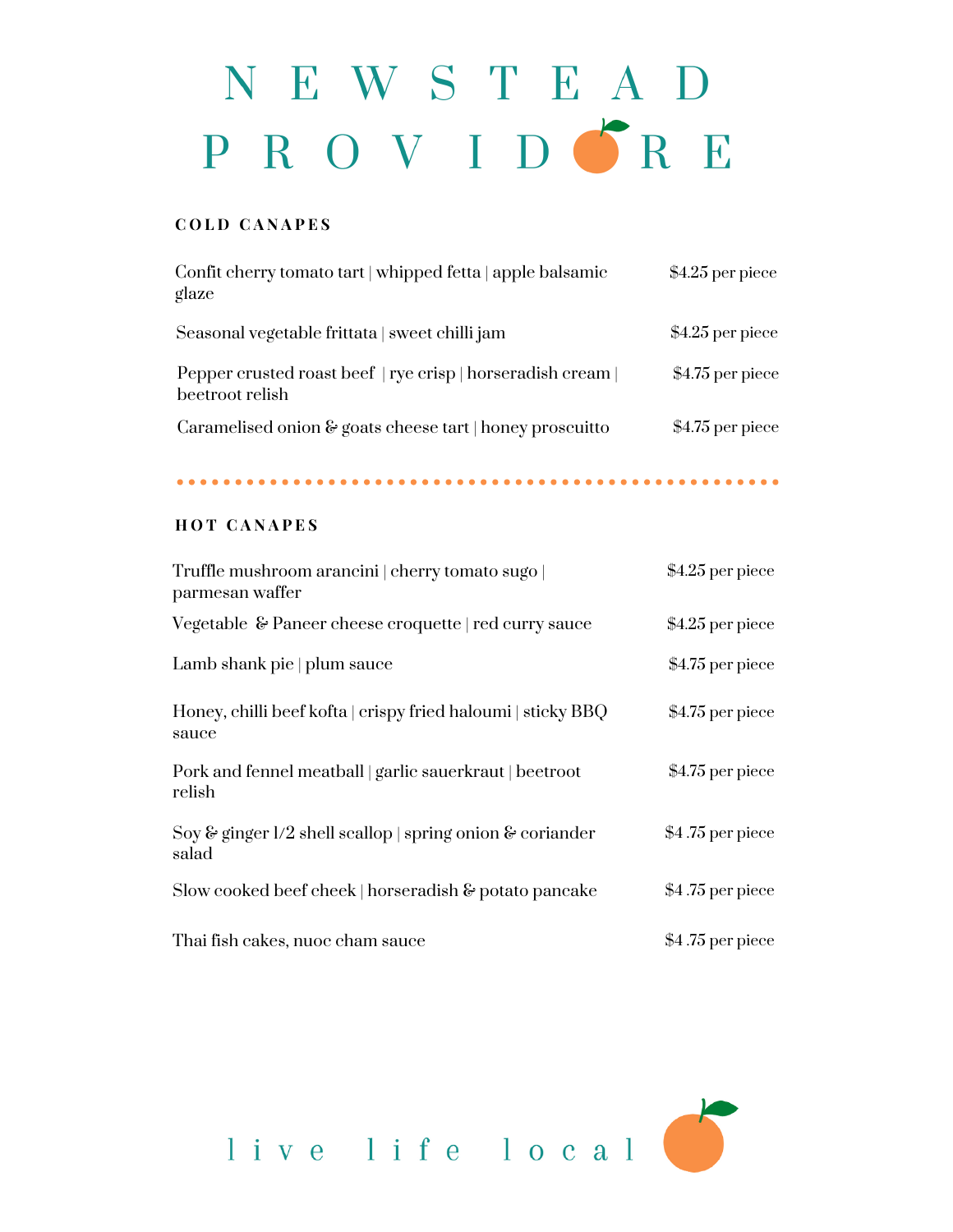# NEWSTEAD PROVIDORE

## COLD CANAPES

| Item | Price |
| --- | --- |
| Confit cherry tomato tart \| whipped fetta \| apple balsamic glaze | $4.25 per piece |
| Seasonal vegetable frittata \| sweet chilli jam | $4.25 per piece |
| Pepper crusted roast beef \| rye crisp \| horseradish cream \| beetroot relish | $4.75 per piece |
| Caramelised onion & goats cheese tart \| honey proscuitto | $4.75 per piece |

## HOT CANAPES

| Item | Price |
| --- | --- |
| Truffle mushroom arancini \| cherry tomato sugo \| parmesan waffer | $4.25 per piece |
| Vegetable & Paneer cheese croquette \| red curry sauce | $4.25 per piece |
| Lamb shank pie \| plum sauce | $4.75 per piece |
| Honey, chilli beef kofta \| crispy fried haloumi \| sticky BBQ sauce | $4.75 per piece |
| Pork and fennel meatball \| garlic sauerkraut \| beetroot relish | $4.75 per piece |
| Soy & ginger 1/2 shell scallop \| spring onion & coriander salad | $4 .75 per piece |
| Slow cooked beef cheek \| horseradish & potato pancake | $4 .75 per piece |
| Thai fish cakes, nuoc cham sauce | $4 .75 per piece |

live life local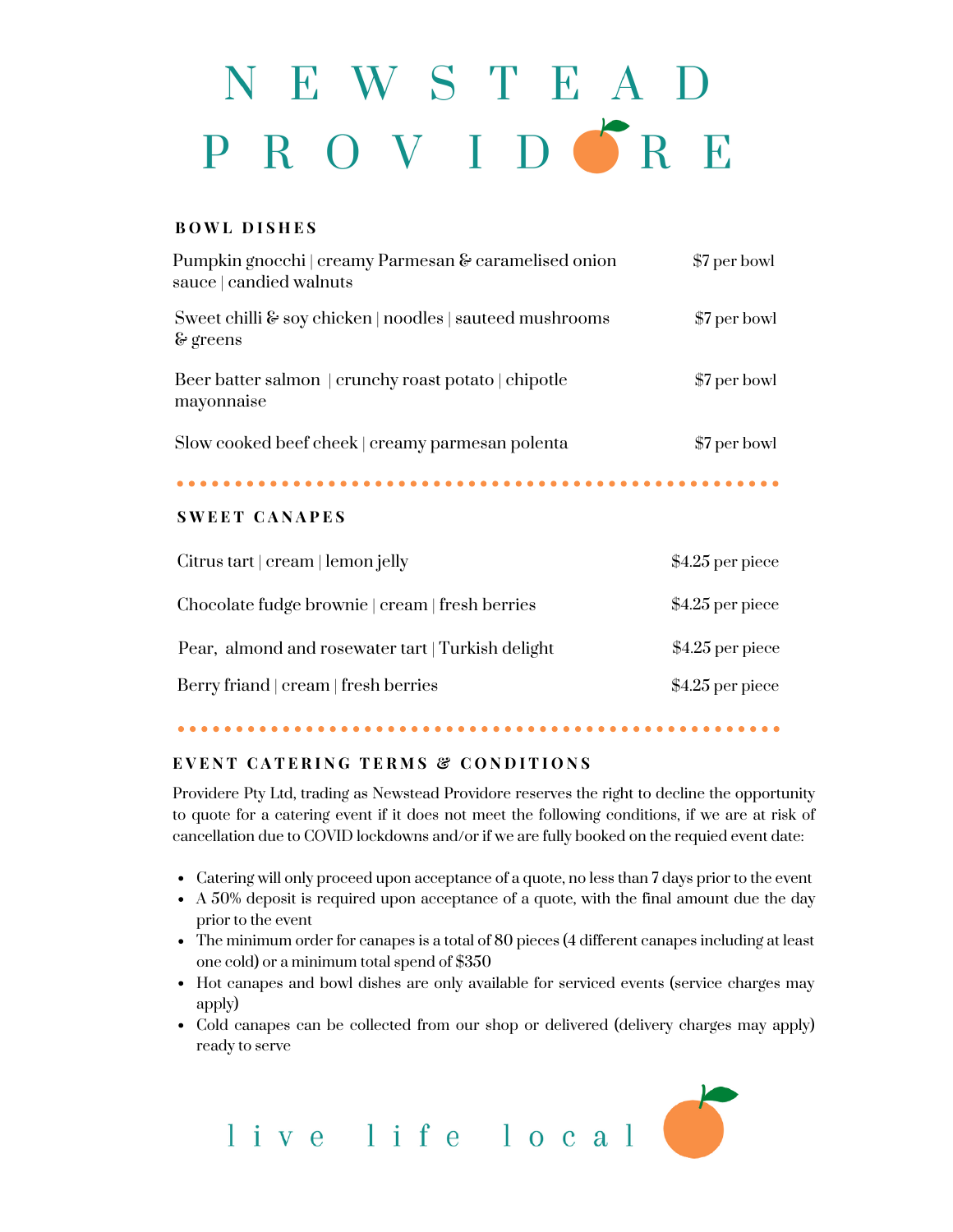# NEWSTEAD PROVIDORE

## BOWL DISHES

| | |
|---|---|
| Pumpkin gnocchi \| creamy Parmesan & caramelised onion sauce \| candied walnuts | $7 per bowl |
| Sweet chilli & soy chicken \| noodles \| sauteed mushrooms & greens | $7 per bowl |
| Beer batter salmon \| crunchy roast potato \| chipotle mayonnaise | $7 per bowl |
| Slow cooked beef cheek \| creamy parmesan polenta | $7 per bowl |

## SWEET CANAPES

| | |
|---|---|
| Citrus tart \| cream \| lemon jelly | $4.25 per piece |
| Chocolate fudge brownie \| cream \| fresh berries | $4.25 per piece |
| Pear, almond and rosewater tart \| Turkish delight | $4.25 per piece |
| Berry friand \| cream \| fresh berries | $4.25 per piece |

## EVENT CATERING TERMS & CONDITIONS

Providere Pty Ltd, trading as Newstead Providore reserves the right to decline the opportunity to quote for a catering event if it does not meet the following conditions, if we are at risk of cancellation due to COVID lockdowns and/or if we are fully booked on the requied event date:

- Catering will only proceed upon acceptance of a quote, no less than 7 days prior to the event
- A 50% deposit is required upon acceptance of a quote, with the final amount due the day prior to the event
- The minimum order for canapes is a total of 80 pieces (4 different canapes including at least one cold) or a minimum total spend of $350
- Hot canapes and bowl dishes are only available for serviced events (service charges may apply)
- Cold canapes can be collected from our shop or delivered (delivery charges may apply) ready to serve

live life local